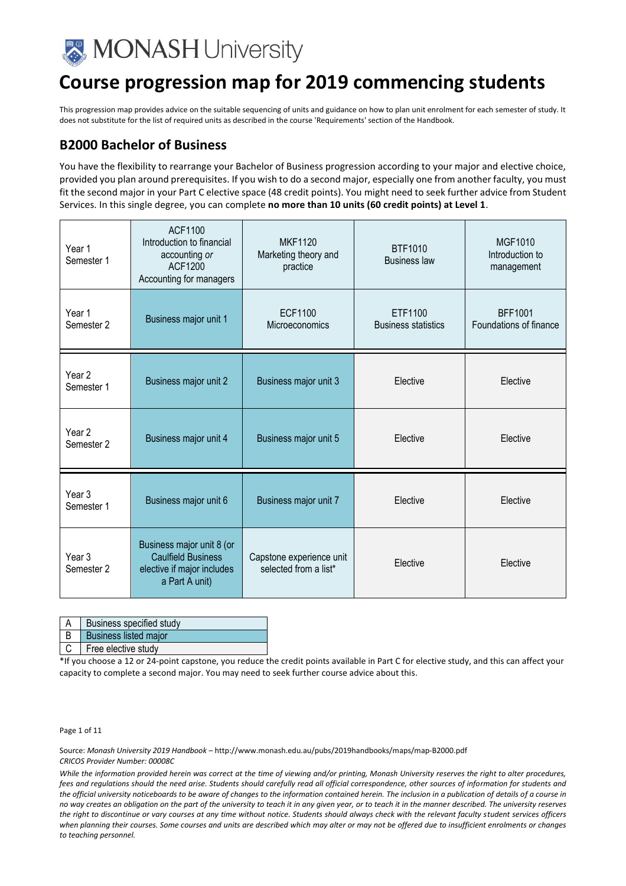MONASH University

# Course progression map for 2019 commencing students

This progression map provides advice on the suitable sequencing of units and guidance on how to plan unit enrolment for each semester of study. It does not substitute for the list of required units as described in the course 'Requirements' section of the Handbook.

## B2000 Bachelor of Business

You have the flexibility to rearrange your Bachelor of Business progression according to your major and elective choice, provided you plan around prerequisites. If you wish to do a second major, especially one from another faculty, you must fit the second major in your Part C elective space (48 credit points). You might need to seek further advice from Student Services. In this single degree, you can complete **no more than 10 units (60 credit points) at Level 1**.

| | | | | |
|---|---|---|---|---|
| Year 1 Semester 1 | ACF1100 Introduction to financial accounting *or* ACF1200 Accounting for managers | MKF1120 Marketing theory and practice | BTF1010 Business law | MGF1010 Introduction to management |
| Year 1 Semester 2 | Business major unit 1 | ECF1100 Microeconomics | ETF1100 Business statistics | BFF1001 Foundations of finance |
| Year 2 Semester 1 | Business major unit 2 | Business major unit 3 | Elective | Elective |
| Year 2 Semester 2 | Business major unit 4 | Business major unit 5 | Elective | Elective |
| Year 3 Semester 1 | Business major unit 6 | Business major unit 7 | Elective | Elective |
| Year 3 Semester 2 | Business major unit 8 (or Caulfield Business elective if major includes a Part A unit) | Capstone experience unit selected from a list* | Elective | Elective |

| | |
|---|---|
| A | Business specified study |
| B | Business listed major |
| C | Free elective study |

*If you choose a 12 or 24-point capstone, you reduce the credit points available in Part C for elective study, and this can affect your capacity to complete a second major. You may need to seek further course advice about this.

Source: *Monash University 2019 Handbook* – http://www.monash.edu.au/pubs/2019handbooks/maps/map-B2000.pdf
*CRICOS Provider Number: 00008C*

*While the information provided herein was correct at the time of viewing and/or printing, Monash University reserves the right to alter procedures, fees and regulations should the need arise. Students should carefully read all official correspondence, other sources of information for students and the official university noticeboards to be aware of changes to the information contained herein. The inclusion in a publication of details of a course in no way creates an obligation on the part of the university to teach it in any given year, or to teach it in the manner described. The university reserves the right to discontinue or vary courses at any time without notice. Students should always check with the relevant faculty student services officers when planning their courses. Some courses and units are described which may alter or may not be offered due to insufficient enrolments or changes to teaching personnel.*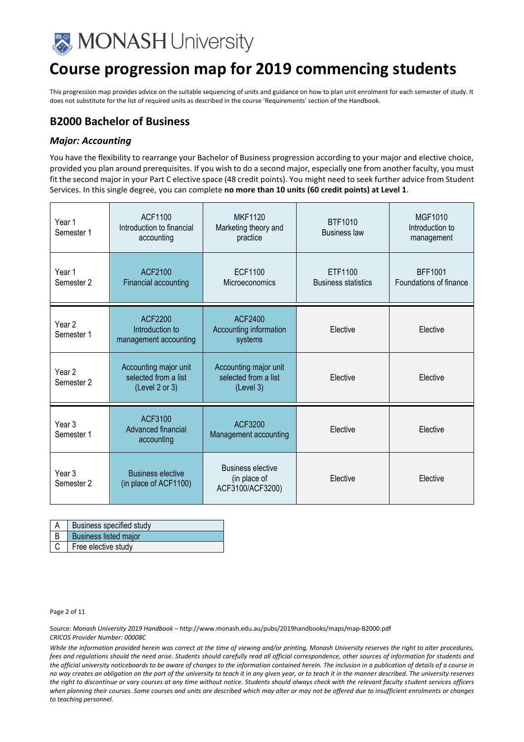# Course progression map for 2019 commencing students

This progression map provides advice on the suitable sequencing of units and guidance on how to plan unit enrolment for each semester of study. It does not substitute for the list of required units as described in the course 'Requirements' section of the Handbook.

## B2000 Bachelor of Business

### *Major: Accounting*

You have the flexibility to rearrange your Bachelor of Business progression according to your major and elective choice, provided you plan around prerequisites. If you wish to do a second major, especially one from another faculty, you must fit the second major in your Part C elective space (48 credit points). You might need to seek further advice from Student Services. In this single degree, you can complete **no more than 10 units (60 credit points) at Level 1**.

| | | | | |
|---|---|---|---|---|
| Year 1 Semester 1 | ACF1100 Introduction to financial accounting | MKF1120 Marketing theory and practice | BTF1010 Business law | MGF1010 Introduction to management |
| Year 1 Semester 2 | ACF2100 Financial accounting | ECF1100 Microeconomics | ETF1100 Business statistics | BFF1001 Foundations of finance |
| Year 2 Semester 1 | ACF2200 Introduction to management accounting | ACF2400 Accounting information systems | Elective | Elective |
| Year 2 Semester 2 | Accounting major unit selected from a list (Level 2 or 3) | Accounting major unit selected from a list (Level 3) | Elective | Elective |
| Year 3 Semester 1 | ACF3100 Advanced financial accounting | ACF3200 Management accounting | Elective | Elective |
| Year 3 Semester 2 | Business elective (in place of ACF1100) | Business elective (in place of ACF3100/ACF3200) | Elective | Elective |

| | |
|---|---|
| A | Business specified study |
| B | Business listed major |
| C | Free elective study |

Source: *Monash University 2019 Handbook* – http://www.monash.edu.au/pubs/2019handbooks/maps/map-B2000.pdf
*CRICOS Provider Number: 00008C*

*While the information provided herein was correct at the time of viewing and/or printing, Monash University reserves the right to alter procedures, fees and regulations should the need arise. Students should carefully read all official correspondence, other sources of information for students and the official university noticeboards to be aware of changes to the information contained herein. The inclusion in a publication of details of a course in no way creates an obligation on the part of the university to teach it in any given year, or to teach it in the manner described. The university reserves the right to discontinue or vary courses at any time without notice. Students should always check with the relevant faculty student services officers when planning their courses. Some courses and units are described which may alter or may not be offered due to insufficient enrolments or changes to teaching personnel.*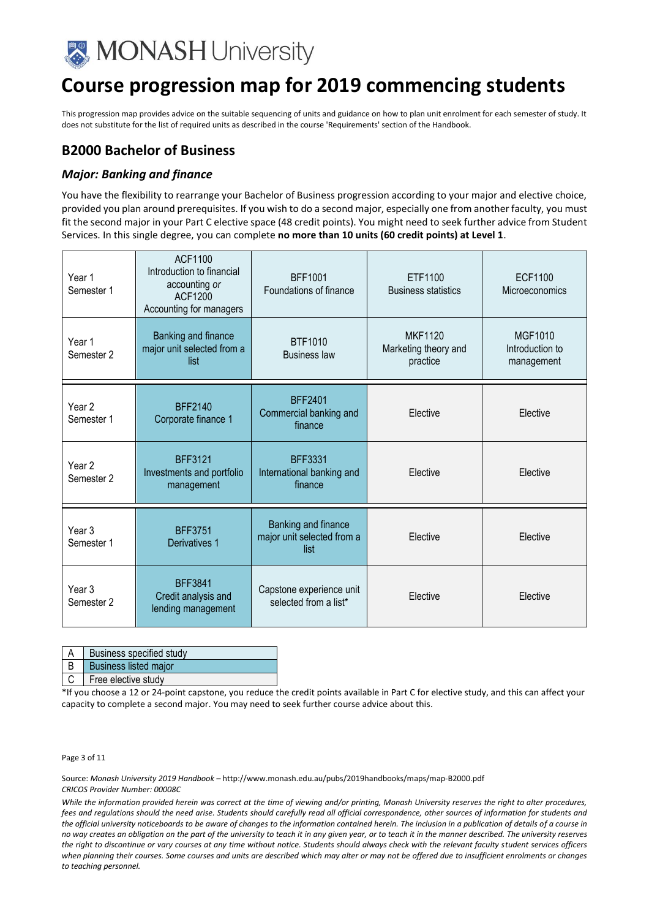# Course progression map for 2019 commencing students

This progression map provides advice on the suitable sequencing of units and guidance on how to plan unit enrolment for each semester of study. It does not substitute for the list of required units as described in the course 'Requirements' section of the Handbook.

## B2000 Bachelor of Business

### *Major: Banking and finance*

You have the flexibility to rearrange your Bachelor of Business progression according to your major and elective choice, provided you plan around prerequisites. If you wish to do a second major, especially one from another faculty, you must fit the second major in your Part C elective space (48 credit points). You might need to seek further advice from Student Services. In this single degree, you can complete **no more than 10 units (60 credit points) at Level 1**.

| | | | | |
|---|---|---|---|---|
| Year 1 Semester 1 | ACF1100 Introduction to financial accounting *or* ACF1200 Accounting for managers | BFF1001 Foundations of finance | ETF1100 Business statistics | ECF1100 Microeconomics |
| Year 1 Semester 2 | Banking and finance major unit selected from a list | BTF1010 Business law | MKF1120 Marketing theory and practice | MGF1010 Introduction to management |
| Year 2 Semester 1 | BFF2140 Corporate finance 1 | BFF2401 Commercial banking and finance | Elective | Elective |
| Year 2 Semester 2 | BFF3121 Investments and portfolio management | BFF3331 International banking and finance | Elective | Elective |
| Year 3 Semester 1 | BFF3751 Derivatives 1 | Banking and finance major unit selected from a list | Elective | Elective |
| Year 3 Semester 2 | BFF3841 Credit analysis and lending management | Capstone experience unit selected from a list* | Elective | Elective |

| | |
|---|---|
| A | Business specified study |
| B | Business listed major |
| C | Free elective study |

*If you choose a 12 or 24-point capstone, you reduce the credit points available in Part C for elective study, and this can affect your capacity to complete a second major. You may need to seek further course advice about this.

Source: *Monash University 2019 Handbook* – http://www.monash.edu.au/pubs/2019handbooks/maps/map-B2000.pdf
*CRICOS Provider Number: 00008C*

*While the information provided herein was correct at the time of viewing and/or printing, Monash University reserves the right to alter procedures, fees and regulations should the need arise. Students should carefully read all official correspondence, other sources of information for students and the official university noticeboards to be aware of changes to the information contained herein. The inclusion in a publication of details of a course in no way creates an obligation on the part of the university to teach it in any given year, or to teach it in the manner described. The university reserves the right to discontinue or vary courses at any time without notice. Students should always check with the relevant faculty student services officers when planning their courses. Some courses and units are described which may alter or may not be offered due to insufficient enrolments or changes to teaching personnel.*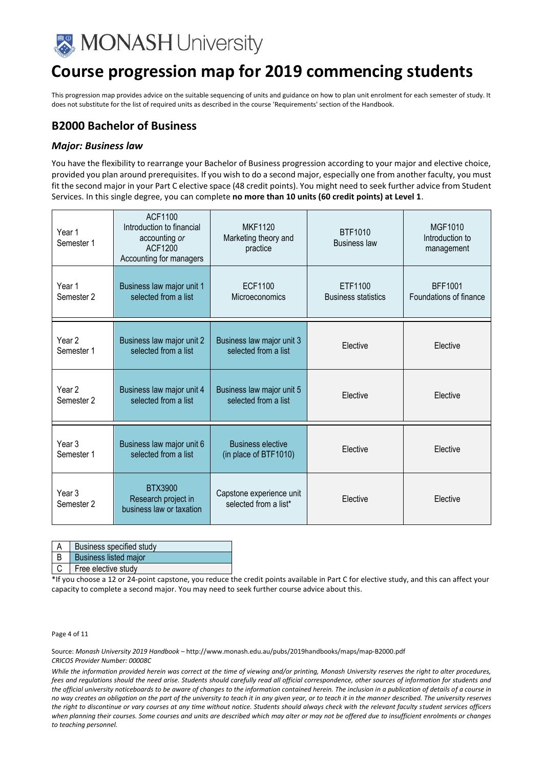# Course progression map for 2019 commencing students

This progression map provides advice on the suitable sequencing of units and guidance on how to plan unit enrolment for each semester of study. It does not substitute for the list of required units as described in the course 'Requirements' section of the Handbook.

## B2000 Bachelor of Business

### *Major: Business law*

You have the flexibility to rearrange your Bachelor of Business progression according to your major and elective choice, provided you plan around prerequisites. If you wish to do a second major, especially one from another faculty, you must fit the second major in your Part C elective space (48 credit points). You might need to seek further advice from Student Services. In this single degree, you can complete **no more than 10 units (60 credit points) at Level 1**.

| | | | | |
|---|---|---|---|---|
| Year 1 Semester 1 | ACF1100 Introduction to financial accounting *or* ACF1200 Accounting for managers | MKF1120 Marketing theory and practice | BTF1010 Business law | MGF1010 Introduction to management |
| Year 1 Semester 2 | Business law major unit 1 selected from a list | ECF1100 Microeconomics | ETF1100 Business statistics | BFF1001 Foundations of finance |
| Year 2 Semester 1 | Business law major unit 2 selected from a list | Business law major unit 3 selected from a list | Elective | Elective |
| Year 2 Semester 2 | Business law major unit 4 selected from a list | Business law major unit 5 selected from a list | Elective | Elective |
| Year 3 Semester 1 | Business law major unit 6 selected from a list | Business elective (in place of BTF1010) | Elective | Elective |
| Year 3 Semester 2 | BTX3900 Research project in business law or taxation | Capstone experience unit selected from a list* | Elective | Elective |

| | |
|---|---|
| A | Business specified study |
| B | Business listed major |
| C | Free elective study |

*If you choose a 12 or 24-point capstone, you reduce the credit points available in Part C for elective study, and this can affect your capacity to complete a second major. You may need to seek further course advice about this.

Source: *Monash University 2019 Handbook* – http://www.monash.edu.au/pubs/2019handbooks/maps/map-B2000.pdf
*CRICOS Provider Number: 00008C*

*While the information provided herein was correct at the time of viewing and/or printing, Monash University reserves the right to alter procedures, fees and regulations should the need arise. Students should carefully read all official correspondence, other sources of information for students and the official university noticeboards to be aware of changes to the information contained herein. The inclusion in a publication of details of a course in no way creates an obligation on the part of the university to teach it in any given year, or to teach it in the manner described. The university reserves the right to discontinue or vary courses at any time without notice. Students should always check with the relevant faculty student services officers when planning their courses. Some courses and units are described which may alter or may not be offered due to insufficient enrolments or changes to teaching personnel.*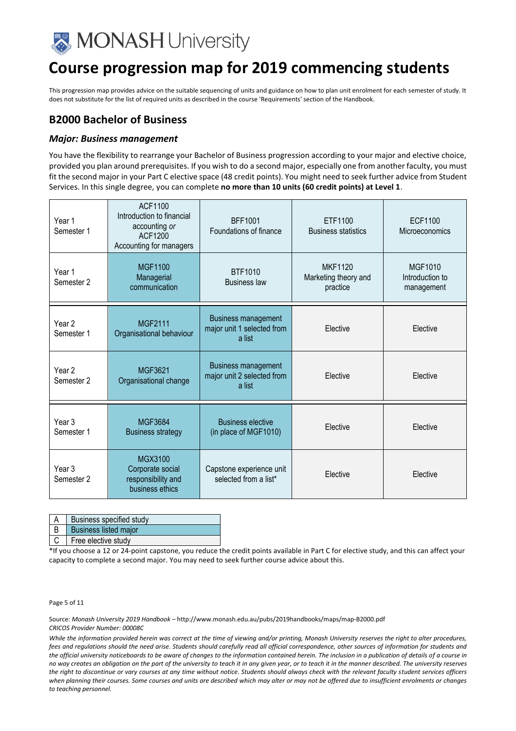# Course progression map for 2019 commencing students

This progression map provides advice on the suitable sequencing of units and guidance on how to plan unit enrolment for each semester of study. It does not substitute for the list of required units as described in the course 'Requirements' section of the Handbook.

## B2000 Bachelor of Business

### *Major: Business management*

You have the flexibility to rearrange your Bachelor of Business progression according to your major and elective choice, provided you plan around prerequisites. If you wish to do a second major, especially one from another faculty, you must fit the second major in your Part C elective space (48 credit points). You might need to seek further advice from Student Services. In this single degree, you can complete **no more than 10 units (60 credit points) at Level 1**.

| | | | | |
|---|---|---|---|---|
| Year 1 Semester 1 | ACF1100 Introduction to financial accounting *or* ACF1200 Accounting for managers | BFF1001 Foundations of finance | ETF1100 Business statistics | ECF1100 Microeconomics |
| Year 1 Semester 2 | MGF1100 Managerial communication | BTF1010 Business law | MKF1120 Marketing theory and practice | MGF1010 Introduction to management |
| Year 2 Semester 1 | MGF2111 Organisational behaviour | Business management major unit 1 selected from a list | Elective | Elective |
| Year 2 Semester 2 | MGF3621 Organisational change | Business management major unit 2 selected from a list | Elective | Elective |
| Year 3 Semester 1 | MGF3684 Business strategy | Business elective (in place of MGF1010) | Elective | Elective |
| Year 3 Semester 2 | MGX3100 Corporate social responsibility and business ethics | Capstone experience unit selected from a list* | Elective | Elective |

| | |
|---|---|
| A | Business specified study |
| B | Business listed major |
| C | Free elective study |

*If you choose a 12 or 24-point capstone, you reduce the credit points available in Part C for elective study, and this can affect your capacity to complete a second major. You may need to seek further course advice about this.

Source: *Monash University 2019 Handbook* – http://www.monash.edu.au/pubs/2019handbooks/maps/map-B2000.pdf
*CRICOS Provider Number: 00008C*

*While the information provided herein was correct at the time of viewing and/or printing, Monash University reserves the right to alter procedures, fees and regulations should the need arise. Students should carefully read all official correspondence, other sources of information for students and the official university noticeboards to be aware of changes to the information contained herein. The inclusion in a publication of details of a course in no way creates an obligation on the part of the university to teach it in any given year, or to teach it in the manner described. The university reserves the right to discontinue or vary courses at any time without notice. Students should always check with the relevant faculty student services officers when planning their courses. Some courses and units are described which may alter or may not be offered due to insufficient enrolments or changes to teaching personnel.*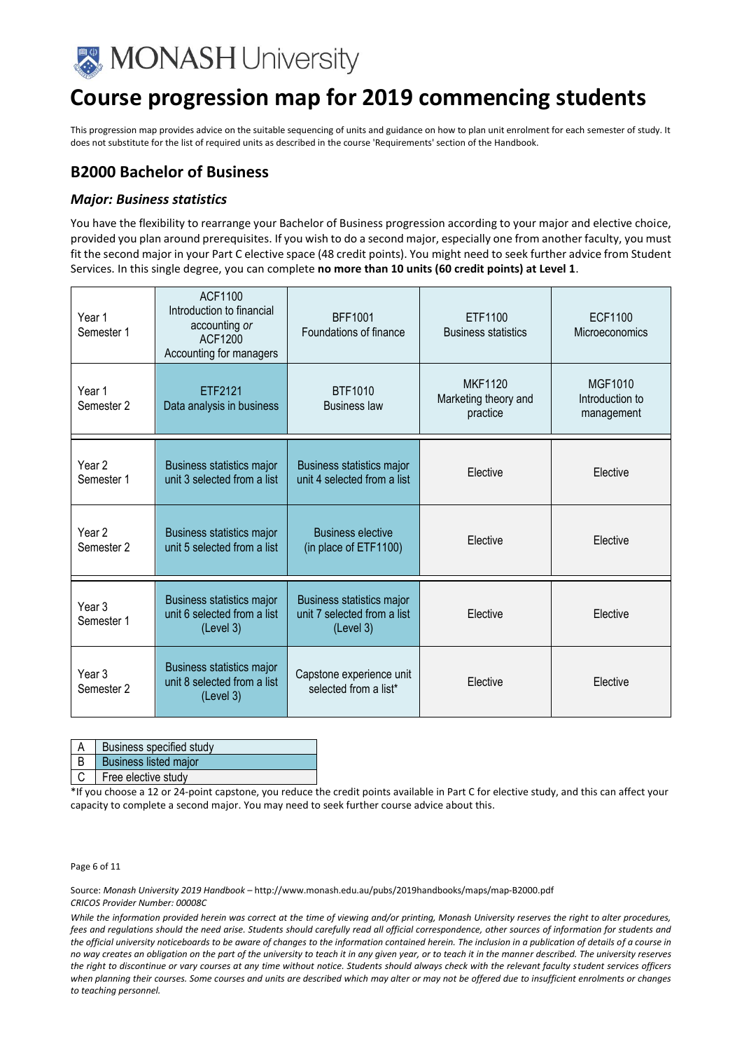# Course progression map for 2019 commencing students

This progression map provides advice on the suitable sequencing of units and guidance on how to plan unit enrolment for each semester of study. It does not substitute for the list of required units as described in the course 'Requirements' section of the Handbook.

## B2000 Bachelor of Business

### *Major: Business statistics*

You have the flexibility to rearrange your Bachelor of Business progression according to your major and elective choice, provided you plan around prerequisites. If you wish to do a second major, especially one from another faculty, you must fit the second major in your Part C elective space (48 credit points). You might need to seek further advice from Student Services. In this single degree, you can complete **no more than 10 units (60 credit points) at Level 1**.

| | | | | |
|---|---|---|---|---|
| Year 1 Semester 1 | ACF1100 Introduction to financial accounting *or* ACF1200 Accounting for managers | BFF1001 Foundations of finance | ETF1100 Business statistics | ECF1100 Microeconomics |
| Year 1 Semester 2 | ETF2121 Data analysis in business | BTF1010 Business law | MKF1120 Marketing theory and practice | MGF1010 Introduction to management |
| Year 2 Semester 1 | Business statistics major unit 3 selected from a list | Business statistics major unit 4 selected from a list | Elective | Elective |
| Year 2 Semester 2 | Business statistics major unit 5 selected from a list | Business elective (in place of ETF1100) | Elective | Elective |
| Year 3 Semester 1 | Business statistics major unit 6 selected from a list (Level 3) | Business statistics major unit 7 selected from a list (Level 3) | Elective | Elective |
| Year 3 Semester 2 | Business statistics major unit 8 selected from a list (Level 3) | Capstone experience unit selected from a list* | Elective | Elective |

| | |
|---|---|
| A | Business specified study |
| B | Business listed major |
| C | Free elective study |

*If you choose a 12 or 24-point capstone, you reduce the credit points available in Part C for elective study, and this can affect your capacity to complete a second major. You may need to seek further course advice about this.

Source: *Monash University 2019 Handbook* – http://www.monash.edu.au/pubs/2019handbooks/maps/map-B2000.pdf
*CRICOS Provider Number: 00008C*

*While the information provided herein was correct at the time of viewing and/or printing, Monash University reserves the right to alter procedures, fees and regulations should the need arise. Students should carefully read all official correspondence, other sources of information for students and the official university noticeboards to be aware of changes to the information contained herein. The inclusion in a publication of details of a course in no way creates an obligation on the part of the university to teach it in any given year, or to teach it in the manner described. The university reserves the right to discontinue or vary courses at any time without notice. Students should always check with the relevant faculty student services officers when planning their courses. Some courses and units are described which may alter or may not be offered due to insufficient enrolments or changes to teaching personnel.*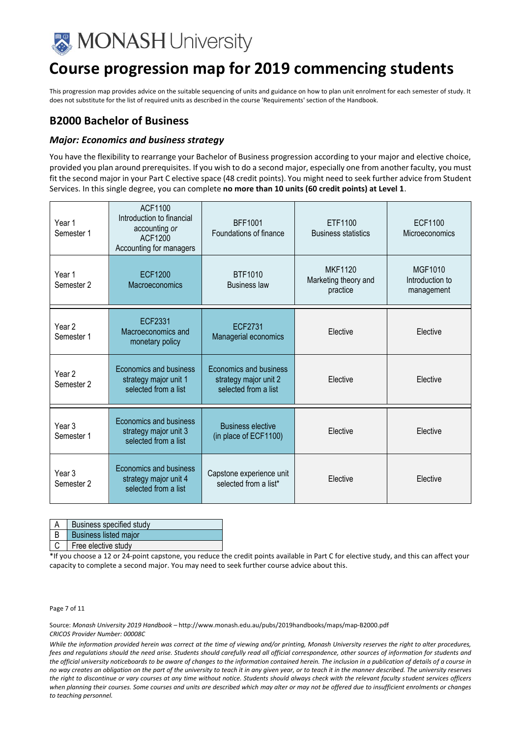MONASH University

# Course progression map for 2019 commencing students

This progression map provides advice on the suitable sequencing of units and guidance on how to plan unit enrolment for each semester of study. It does not substitute for the list of required units as described in the course 'Requirements' section of the Handbook.

## B2000 Bachelor of Business

### *Major: Economics and business strategy*

You have the flexibility to rearrange your Bachelor of Business progression according to your major and elective choice, provided you plan around prerequisites. If you wish to do a second major, especially one from another faculty, you must fit the second major in your Part C elective space (48 credit points). You might need to seek further advice from Student Services. In this single degree, you can complete **no more than 10 units (60 credit points) at Level 1**.

| | | | | |
|---|---|---|---|---|
| Year 1 Semester 1 | ACF1100 Introduction to financial accounting *or* ACF1200 Accounting for managers | BFF1001 Foundations of finance | ETF1100 Business statistics | ECF1100 Microeconomics |
| Year 1 Semester 2 | ECF1200 Macroeconomics | BTF1010 Business law | MKF1120 Marketing theory and practice | MGF1010 Introduction to management |
| Year 2 Semester 1 | ECF2331 Macroeconomics and monetary policy | ECF2731 Managerial economics | Elective | Elective |
| Year 2 Semester 2 | Economics and business strategy major unit 1 selected from a list | Economics and business strategy major unit 2 selected from a list | Elective | Elective |
| Year 3 Semester 1 | Economics and business strategy major unit 3 selected from a list | Business elective (in place of ECF1100) | Elective | Elective |
| Year 3 Semester 2 | Economics and business strategy major unit 4 selected from a list | Capstone experience unit selected from a list* | Elective | Elective |

| | |
|---|---|
| A | Business specified study |
| B | Business listed major |
| C | Free elective study |

*If you choose a 12 or 24-point capstone, you reduce the credit points available in Part C for elective study, and this can affect your capacity to complete a second major. You may need to seek further course advice about this.

Source: *Monash University 2019 Handbook* – http://www.monash.edu.au/pubs/2019handbooks/maps/map-B2000.pdf
*CRICOS Provider Number: 00008C*

*While the information provided herein was correct at the time of viewing and/or printing, Monash University reserves the right to alter procedures, fees and regulations should the need arise. Students should carefully read all official correspondence, other sources of information for students and the official university noticeboards to be aware of changes to the information contained herein. The inclusion in a publication of details of a course in no way creates an obligation on the part of the university to teach it in any given year, or to teach it in the manner described. The university reserves the right to discontinue or vary courses at any time without notice. Students should always check with the relevant faculty student services officers when planning their courses. Some courses and units are described which may alter or may not be offered due to insufficient enrolments or changes to teaching personnel.*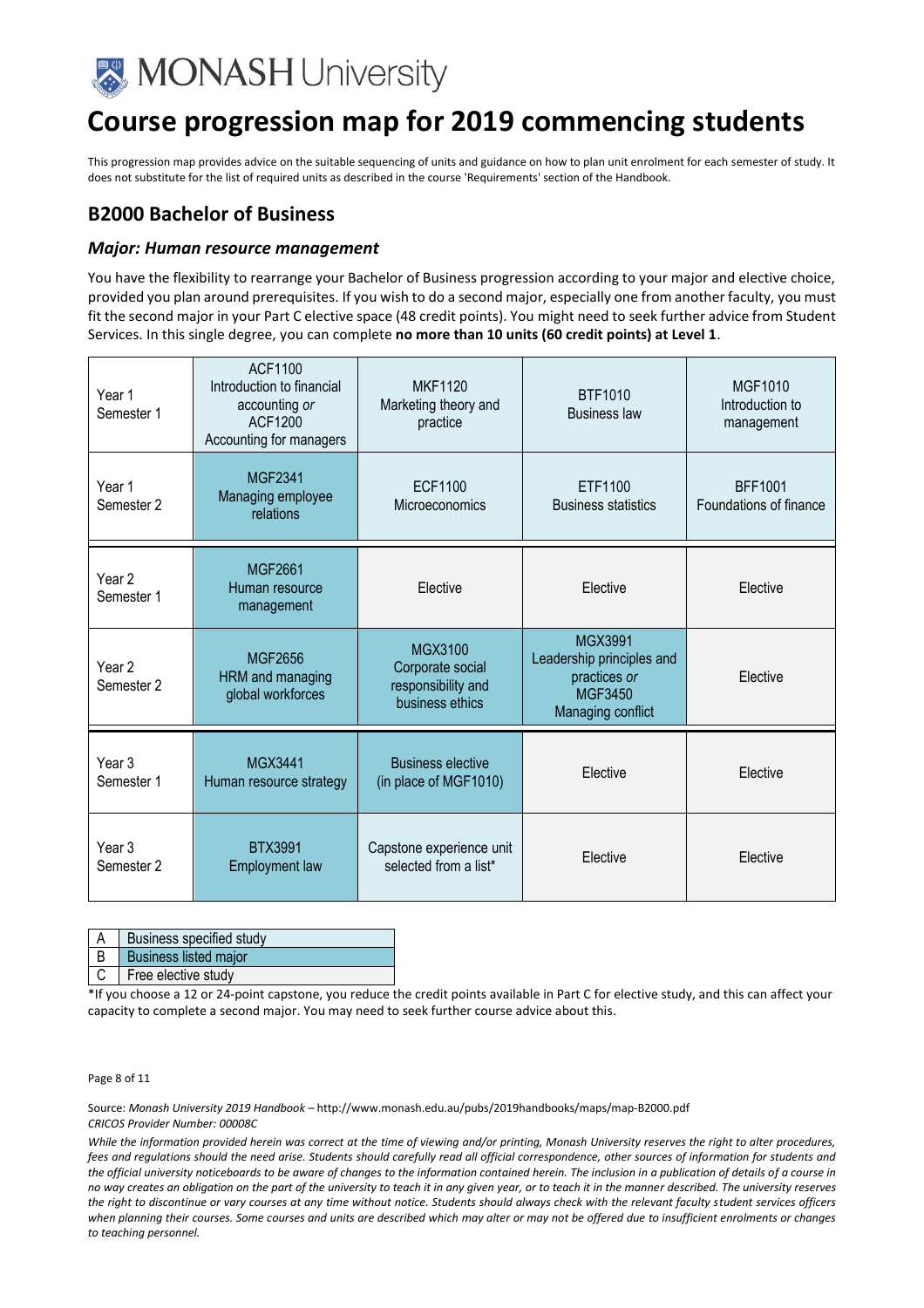MONASH University

# Course progression map for 2019 commencing students

This progression map provides advice on the suitable sequencing of units and guidance on how to plan unit enrolment for each semester of study. It does not substitute for the list of required units as described in the course 'Requirements' section of the Handbook.

## B2000 Bachelor of Business

### *Major: Human resource management*

You have the flexibility to rearrange your Bachelor of Business progression according to your major and elective choice, provided you plan around prerequisites. If you wish to do a second major, especially one from another faculty, you must fit the second major in your Part C elective space (48 credit points). You might need to seek further advice from Student Services. In this single degree, you can complete **no more than 10 units (60 credit points) at Level 1**.

| | | | | |
|---|---|---|---|---|
| Year 1 Semester 1 | ACF1100 Introduction to financial accounting *or* ACF1200 Accounting for managers | MKF1120 Marketing theory and practice | BTF1010 Business law | MGF1010 Introduction to management |
| Year 1 Semester 2 | MGF2341 Managing employee relations | ECF1100 Microeconomics | ETF1100 Business statistics | BFF1001 Foundations of finance |
| Year 2 Semester 1 | MGF2661 Human resource management | Elective | Elective | Elective |
| Year 2 Semester 2 | MGF2656 HRM and managing global workforces | MGX3100 Corporate social responsibility and business ethics | MGX3991 Leadership principles and practices *or* MGF3450 Managing conflict | Elective |
| Year 3 Semester 1 | MGX3441 Human resource strategy | Business elective (in place of MGF1010) | Elective | Elective |
| Year 3 Semester 2 | BTX3991 Employment law | Capstone experience unit selected from a list* | Elective | Elective |

| | |
|---|---|
| A | Business specified study |
| B | Business listed major |
| C | Free elective study |

*If you choose a 12 or 24-point capstone, you reduce the credit points available in Part C for elective study, and this can affect your capacity to complete a second major. You may need to seek further course advice about this.

Source: *Monash University 2019 Handbook* – http://www.monash.edu.au/pubs/2019handbooks/maps/map-B2000.pdf
*CRICOS Provider Number: 00008C*

*While the information provided herein was correct at the time of viewing and/or printing, Monash University reserves the right to alter procedures, fees and regulations should the need arise. Students should carefully read all official correspondence, other sources of information for students and the official university noticeboards to be aware of changes to the information contained herein. The inclusion in a publication of details of a course in no way creates an obligation on the part of the university to teach it in any given year, or to teach it in the manner described. The university reserves the right to discontinue or vary courses at any time without notice. Students should always check with the relevant faculty student services officers when planning their courses. Some courses and units are described which may alter or may not be offered due to insufficient enrolments or changes to teaching personnel.*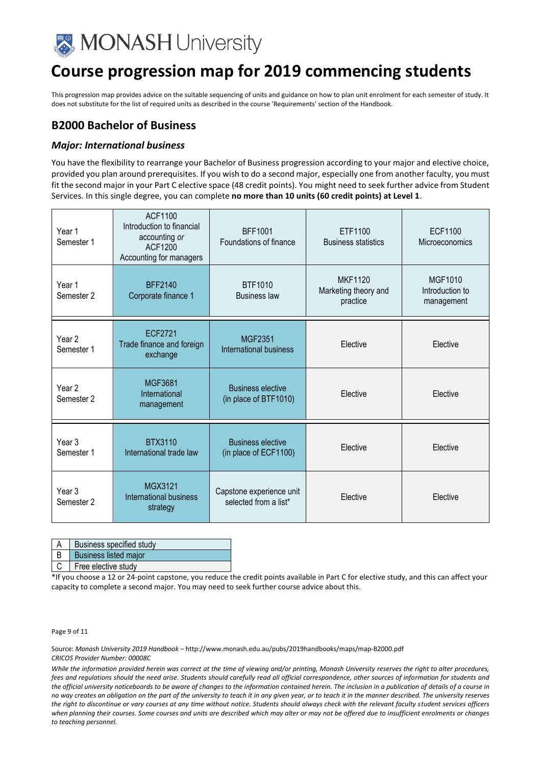# Course progression map for 2019 commencing students

This progression map provides advice on the suitable sequencing of units and guidance on how to plan unit enrolment for each semester of study. It does not substitute for the list of required units as described in the course 'Requirements' section of the Handbook.

## B2000 Bachelor of Business

### *Major: International business*

You have the flexibility to rearrange your Bachelor of Business progression according to your major and elective choice, provided you plan around prerequisites. If you wish to do a second major, especially one from another faculty, you must fit the second major in your Part C elective space (48 credit points). You might need to seek further advice from Student Services. In this single degree, you can complete **no more than 10 units (60 credit points) at Level 1**.

| | | | | |
|---|---|---|---|---|
| Year 1 Semester 1 | ACF1100 Introduction to financial accounting *or* ACF1200 Accounting for managers | BFF1001 Foundations of finance | ETF1100 Business statistics | ECF1100 Microeconomics |
| Year 1 Semester 2 | BFF2140 Corporate finance 1 | BTF1010 Business law | MKF1120 Marketing theory and practice | MGF1010 Introduction to management |
| Year 2 Semester 1 | ECF2721 Trade finance and foreign exchange | MGF2351 International business | Elective | Elective |
| Year 2 Semester 2 | MGF3681 International management | Business elective (in place of BTF1010) | Elective | Elective |
| Year 3 Semester 1 | BTX3110 International trade law | Business elective (in place of ECF1100) | Elective | Elective |
| Year 3 Semester 2 | MGX3121 International business strategy | Capstone experience unit selected from a list* | Elective | Elective |

| | |
|---|---|
| A | Business specified study |
| B | Business listed major |
| C | Free elective study |

*If you choose a 12 or 24-point capstone, you reduce the credit points available in Part C for elective study, and this can affect your capacity to complete a second major. You may need to seek further course advice about this.

Source: *Monash University 2019 Handbook* – http://www.monash.edu.au/pubs/2019handbooks/maps/map-B2000.pdf
*CRICOS Provider Number: 00008C*

*While the information provided herein was correct at the time of viewing and/or printing, Monash University reserves the right to alter procedures, fees and regulations should the need arise. Students should carefully read all official correspondence, other sources of information for students and the official university noticeboards to be aware of changes to the information contained herein. The inclusion in a publication of details of a course in no way creates an obligation on the part of the university to teach it in any given year, or to teach it in the manner described. The university reserves the right to discontinue or vary courses at any time without notice. Students should always check with the relevant faculty student services officers when planning their courses. Some courses and units are described which may alter or may not be offered due to insufficient enrolments or changes to teaching personnel.*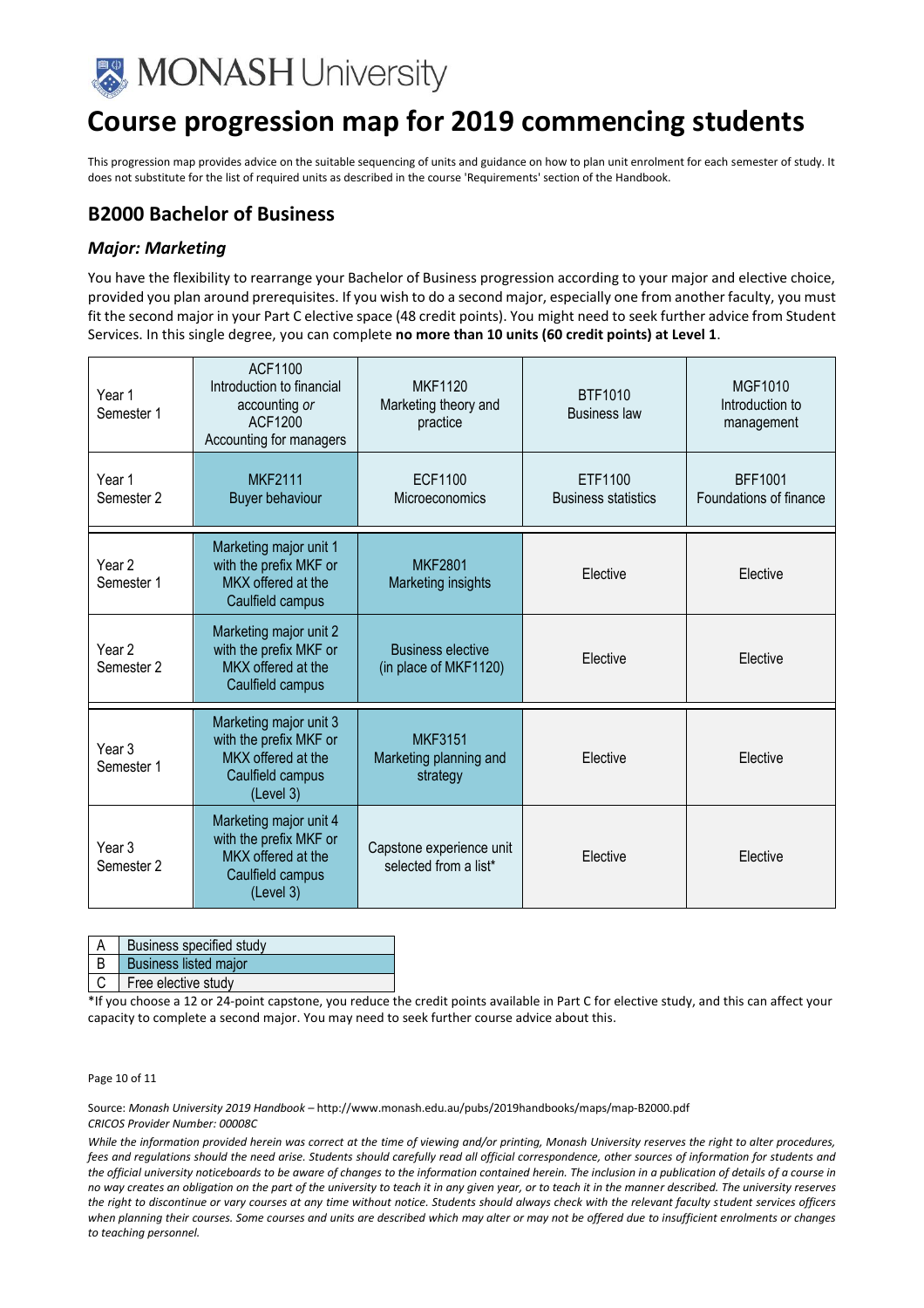# Course progression map for 2019 commencing students

This progression map provides advice on the suitable sequencing of units and guidance on how to plan unit enrolment for each semester of study. It does not substitute for the list of required units as described in the course 'Requirements' section of the Handbook.

## B2000 Bachelor of Business

### *Major: Marketing*

You have the flexibility to rearrange your Bachelor of Business progression according to your major and elective choice, provided you plan around prerequisites. If you wish to do a second major, especially one from another faculty, you must fit the second major in your Part C elective space (48 credit points). You might need to seek further advice from Student Services. In this single degree, you can complete **no more than 10 units (60 credit points) at Level 1**.

| | | | | |
|---|---|---|---|---|
| Year 1 Semester 1 | ACF1100 Introduction to financial accounting *or* ACF1200 Accounting for managers | MKF1120 Marketing theory and practice | BTF1010 Business law | MGF1010 Introduction to management |
| Year 1 Semester 2 | MKF2111 Buyer behaviour | ECF1100 Microeconomics | ETF1100 Business statistics | BFF1001 Foundations of finance |
| Year 2 Semester 1 | Marketing major unit 1 with the prefix MKF or MKX offered at the Caulfield campus | MKF2801 Marketing insights | Elective | Elective |
| Year 2 Semester 2 | Marketing major unit 2 with the prefix MKF or MKX offered at the Caulfield campus | Business elective (in place of MKF1120) | Elective | Elective |
| Year 3 Semester 1 | Marketing major unit 3 with the prefix MKF or MKX offered at the Caulfield campus (Level 3) | MKF3151 Marketing planning and strategy | Elective | Elective |
| Year 3 Semester 2 | Marketing major unit 4 with the prefix MKF or MKX offered at the Caulfield campus (Level 3) | Capstone experience unit selected from a list* | Elective | Elective |

| | |
|---|---|
| A | Business specified study |
| B | Business listed major |
| C | Free elective study |

*If you choose a 12 or 24-point capstone, you reduce the credit points available in Part C for elective study, and this can affect your capacity to complete a second major. You may need to seek further course advice about this.

Source: *Monash University 2019 Handbook* – http://www.monash.edu.au/pubs/2019handbooks/maps/map-B2000.pdf
*CRICOS Provider Number: 00008C*

*While the information provided herein was correct at the time of viewing and/or printing, Monash University reserves the right to alter procedures, fees and regulations should the need arise. Students should carefully read all official correspondence, other sources of information for students and the official university noticeboards to be aware of changes to the information contained herein. The inclusion in a publication of details of a course in no way creates an obligation on the part of the university to teach it in any given year, or to teach it in the manner described. The university reserves the right to discontinue or vary courses at any time without notice. Students should always check with the relevant faculty student services officers when planning their courses. Some courses and units are described which may alter or may not be offered due to insufficient enrolments or changes to teaching personnel.*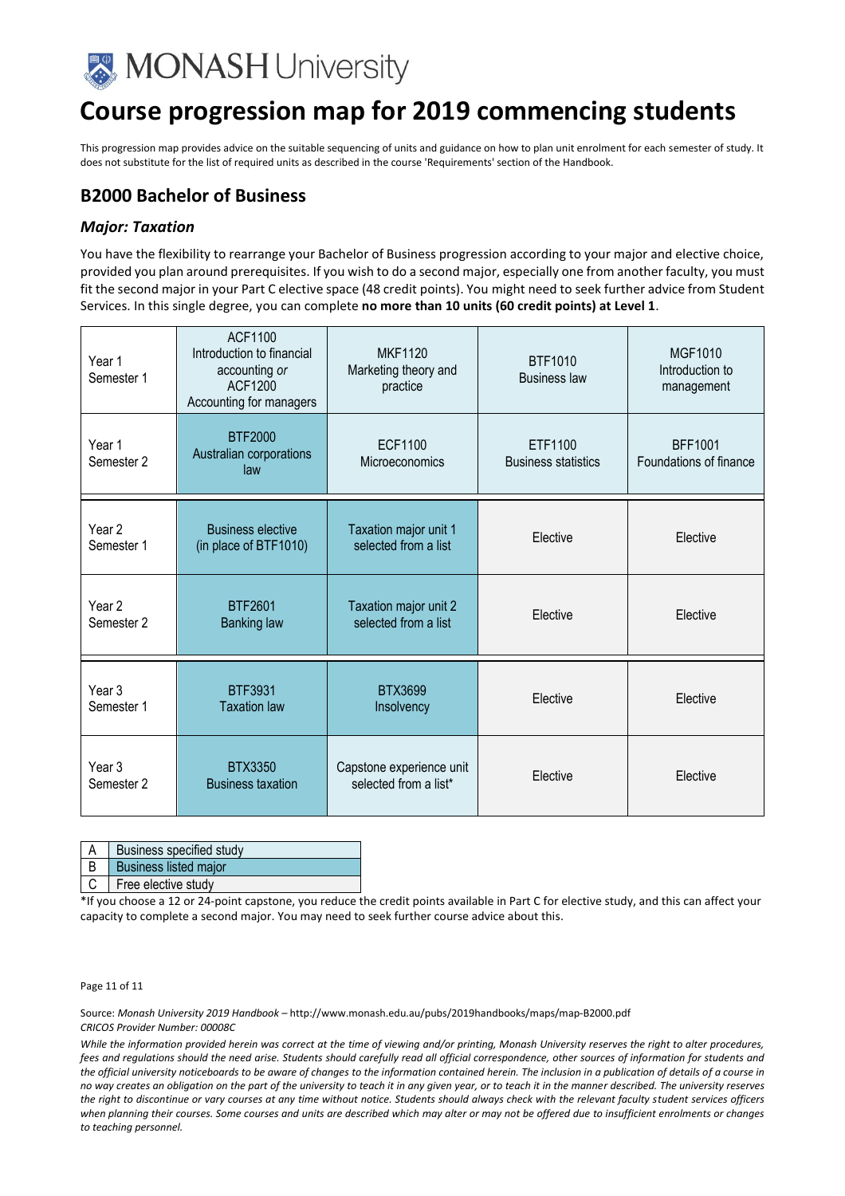# Course progression map for 2019 commencing students

This progression map provides advice on the suitable sequencing of units and guidance on how to plan unit enrolment for each semester of study. It does not substitute for the list of required units as described in the course 'Requirements' section of the Handbook.

## B2000 Bachelor of Business

### *Major: Taxation*

You have the flexibility to rearrange your Bachelor of Business progression according to your major and elective choice, provided you plan around prerequisites. If you wish to do a second major, especially one from another faculty, you must fit the second major in your Part C elective space (48 credit points). You might need to seek further advice from Student Services. In this single degree, you can complete **no more than 10 units (60 credit points) at Level 1**.

| | | | | |
|---|---|---|---|---|
| Year 1 Semester 1 | ACF1100 Introduction to financial accounting *or* ACF1200 Accounting for managers | MKF1120 Marketing theory and practice | BTF1010 Business law | MGF1010 Introduction to management |
| Year 1 Semester 2 | BTF2000 Australian corporations law | ECF1100 Microeconomics | ETF1100 Business statistics | BFF1001 Foundations of finance |
| Year 2 Semester 1 | Business elective (in place of BTF1010) | Taxation major unit 1 selected from a list | Elective | Elective |
| Year 2 Semester 2 | BTF2601 Banking law | Taxation major unit 2 selected from a list | Elective | Elective |
| Year 3 Semester 1 | BTF3931 Taxation law | BTX3699 Insolvency | Elective | Elective |
| Year 3 Semester 2 | BTX3350 Business taxation | Capstone experience unit selected from a list* | Elective | Elective |

| | |
|---|---|
| A | Business specified study |
| B | Business listed major |
| C | Free elective study |

*If you choose a 12 or 24-point capstone, you reduce the credit points available in Part C for elective study, and this can affect your capacity to complete a second major. You may need to seek further course advice about this.

Source: *Monash University 2019 Handbook* – http://www.monash.edu.au/pubs/2019handbooks/maps/map-B2000.pdf
*CRICOS Provider Number: 00008C*

*While the information provided herein was correct at the time of viewing and/or printing, Monash University reserves the right to alter procedures, fees and regulations should the need arise. Students should carefully read all official correspondence, other sources of information for students and the official university noticeboards to be aware of changes to the information contained herein. The inclusion in a publication of details of a course in no way creates an obligation on the part of the university to teach it in any given year, or to teach it in the manner described. The university reserves the right to discontinue or vary courses at any time without notice. Students should always check with the relevant faculty student services officers when planning their courses. Some courses and units are described which may alter or may not be offered due to insufficient enrolments or changes to teaching personnel.*